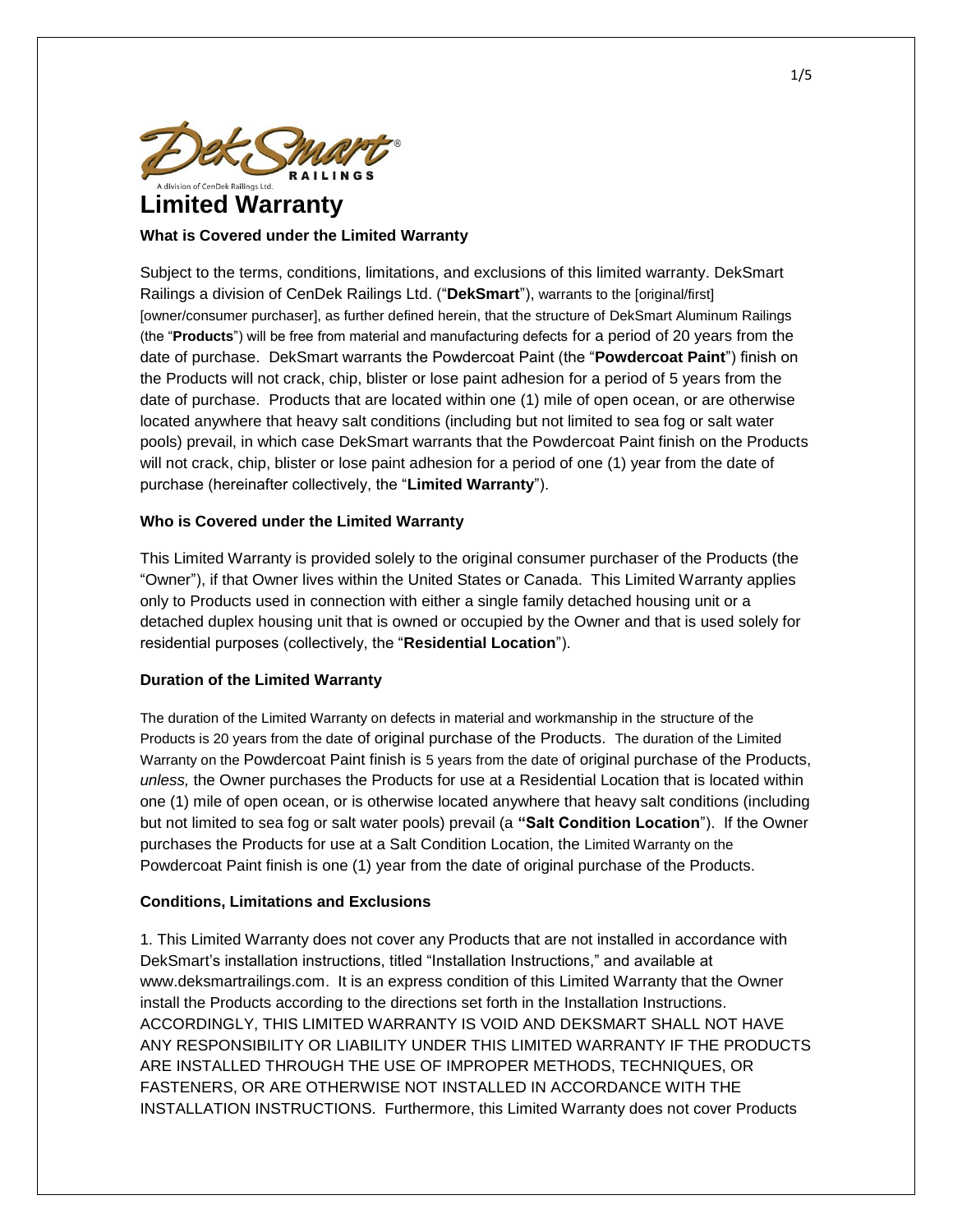# Limited Warranty

### What is Covered under the Limited Warranty

Subject to the terms, conditions, limitations, and exclusions of this limited warranty. DekSmart Railings a division of CenDek Railings Ltd. ("**DekSmart**"), warrants to the [original/first] [owner/consumer purchaser], as further defined herein, that the structure of DekSmart Aluminum Railings (the "**Products**") will be free from material and manufacturing defects for a period of 20 years from the date of purchase. DekSmart warrants the Powdercoat Paint (the "**Powdercoat Paint**") finish on the Products will not crack, chip, blister or lose paint adhesion for a period of 5 years from the date of purchase. Products that are located within one (1) mile of open ocean, or are otherwise located anywhere that heavy salt conditions (including but not limited to sea fog or salt water pools) prevail, in which case DekSmart warrants that the Powdercoat Paint finish on the Products will not crack, chip, blister or lose paint adhesion for a period of one (1) year from the date of purchase (hereinafter collectively, the "**Limited Warranty**").

### Who is Covered under the Limited Warranty

This Limited Warranty is provided solely to the original consumer purchaser of the Products (the "Owner"), if that Owner lives within the United States or Canada. This Limited Warranty applies only to Products used in connection with either a single family detached housing unit or a detached duplex housing unit that is owned or occupied by the Owner and that is used solely for residential purposes (collectively, the "**Residential Location**").

### Duration of the Limited Warranty

The duration of the Limited Warranty on defects in material and workmanship in the structure of the Products is 20 years from the date of original purchase of the Products. The duration of the Limited Warranty on the Powdercoat Paint finish is 5 years from the date of original purchase of the Products, *unless,* the Owner purchases the Products for use at a Residential Location that is located within one (1) mile of open ocean, or is otherwise located anywhere that heavy salt conditions (including but not limited to sea fog or salt water pools) prevail (a **"Salt Condition Location**"). If the Owner purchases the Products for use at a Salt Condition Location, the Limited Warranty on the Powdercoat Paint finish is one (1) year from the date of original purchase of the Products.

### Conditions, Limitations and Exclusions

1. This Limited Warranty does not cover any Products that are not installed in accordance with DekSmart's installation instructions, titled "Installation Instructions," and available at www.deksmartrailings.com. It is an express condition of this Limited Warranty that the Owner install the Products according to the directions set forth in the Installation Instructions. ACCORDINGLY, THIS LIMITED WARRANTY IS VOID AND DEKSMART SHALL NOT HAVE ANY RESPONSIBILITY OR LIABILITY UNDER THIS LIMITED WARRANTY IF THE PRODUCTS ARE INSTALLED THROUGH THE USE OF IMPROPER METHODS, TECHNIQUES, OR FASTENERS, OR ARE OTHERWISE NOT INSTALLED IN ACCORDANCE WITH THE INSTALLATION INSTRUCTIONS. Furthermore, this Limited Warranty does not cover Products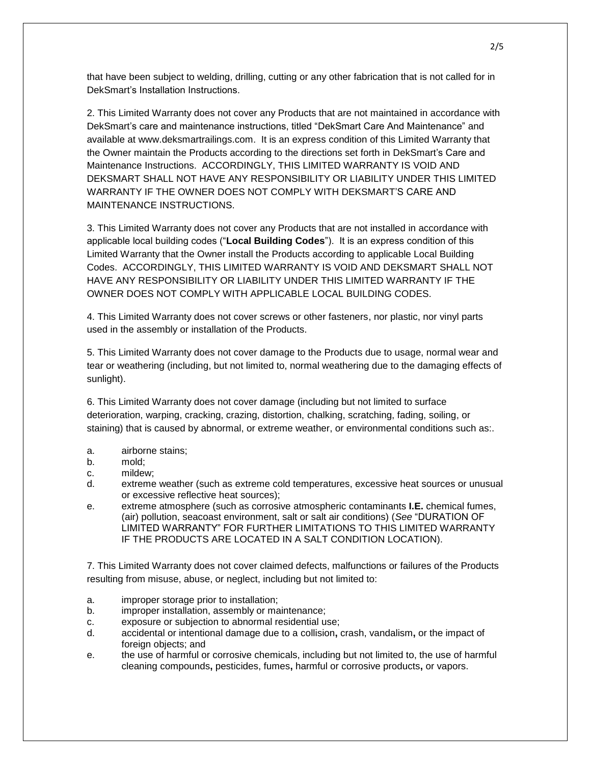that have been subject to welding, drilling, cutting or any other fabrication that is not called for in DekSmart's Installation Instructions.

2. This Limited Warranty does not cover any Products that are not maintained in accordance with DekSmart's care and maintenance instructions, titled "DekSmart Care And Maintenance" and available at www.deksmartrailings.com. It is an express condition of this Limited Warranty that the Owner maintain the Products according to the directions set forth in DekSmart's Care and Maintenance Instructions. ACCORDINGLY, THIS LIMITED WARRANTY IS VOID AND DEKSMART SHALL NOT HAVE ANY RESPONSIBILITY OR LIABILITY UNDER THIS LIMITED WARRANTY IF THE OWNER DOES NOT COMPLY WITH DEKSMART'S CARE AND MAINTENANCE INSTRUCTIONS.

3. This Limited Warranty does not cover any Products that are not installed in accordance with applicable local building codes ("**Local Building Codes**"). It is an express condition of this Limited Warranty that the Owner install the Products according to applicable Local Building Codes. ACCORDINGLY, THIS LIMITED WARRANTY IS VOID AND DEKSMART SHALL NOT HAVE ANY RESPONSIBILITY OR LIABILITY UNDER THIS LIMITED WARRANTY IF THE OWNER DOES NOT COMPLY WITH APPLICABLE LOCAL BUILDING CODES.

4. This Limited Warranty does not cover screws or other fasteners, nor plastic, nor vinyl parts used in the assembly or installation of the Products.

5. This Limited Warranty does not cover damage to the Products due to usage, normal wear and tear or weathering (including, but not limited to, normal weathering due to the damaging effects of sunlight).

6. This Limited Warranty does not cover damage (including but not limited to surface deterioration, warping, cracking, crazing, distortion, chalking, scratching, fading, soiling, or staining) that is caused by abnormal, or extreme weather, or environmental conditions such as:.

a. airborne stains;
b. mold;
c. mildew;
d. extreme weather (such as extreme cold temperatures, excessive heat sources or unusual or excessive reflective heat sources);
e. extreme atmosphere (such as corrosive atmospheric contaminants **I.E.** chemical fumes, (air) pollution, seacoast environment, salt or salt air conditions) (*See* "DURATION OF LIMITED WARRANTY" FOR FURTHER LIMITATIONS TO THIS LIMITED WARRANTY IF THE PRODUCTS ARE LOCATED IN A SALT CONDITION LOCATION).

7. This Limited Warranty does not cover claimed defects, malfunctions or failures of the Products resulting from misuse, abuse, or neglect, including but not limited to:

a. improper storage prior to installation;
b. improper installation, assembly or maintenance;
c. exposure or subjection to abnormal residential use;
d. accidental or intentional damage due to a collision**,** crash, vandalism**,** or the impact of foreign objects; and
e. the use of harmful or corrosive chemicals, including but not limited to, the use of harmful cleaning compounds**,** pesticides, fumes**,** harmful or corrosive products**,** or vapors.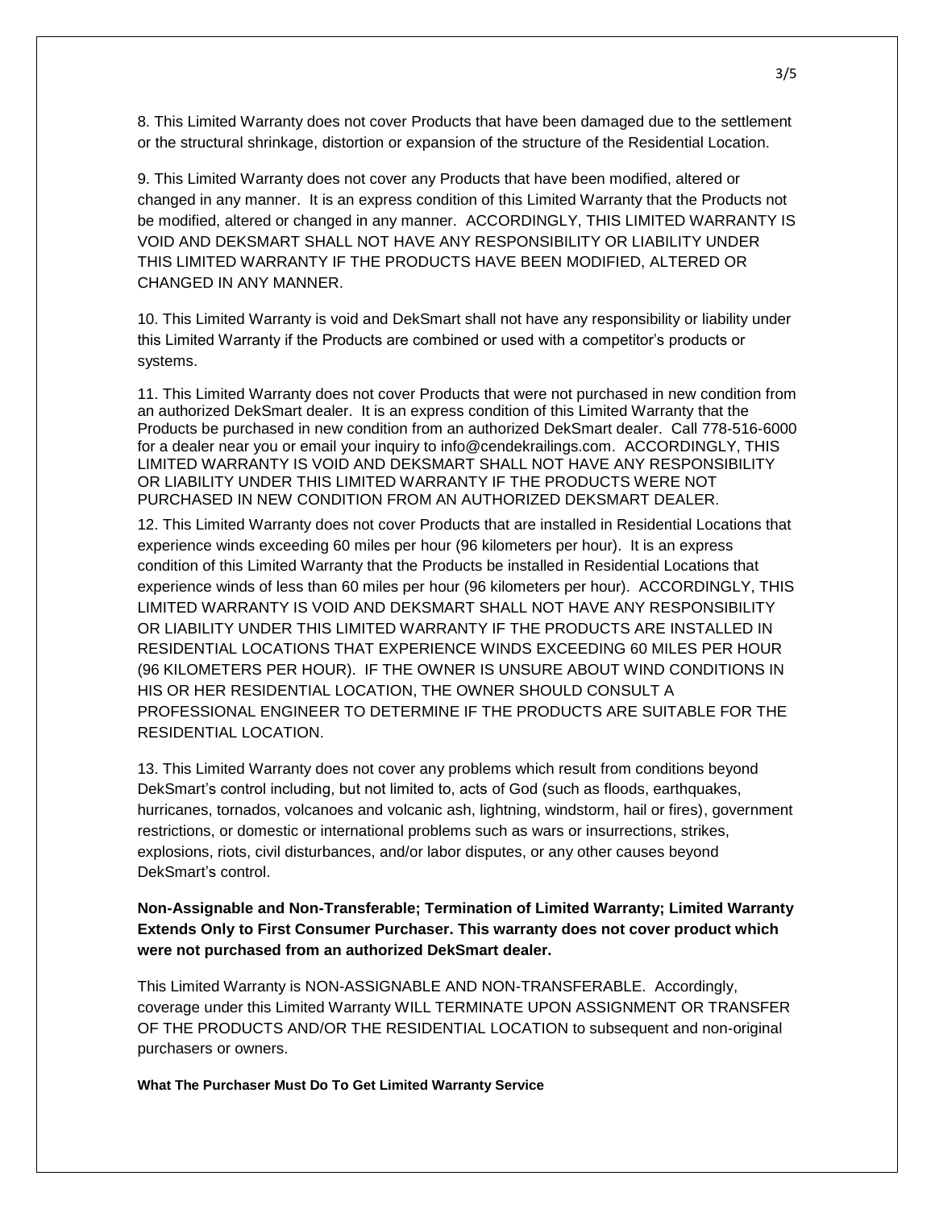8. This Limited Warranty does not cover Products that have been damaged due to the settlement or the structural shrinkage, distortion or expansion of the structure of the Residential Location.

9. This Limited Warranty does not cover any Products that have been modified, altered or changed in any manner. It is an express condition of this Limited Warranty that the Products not be modified, altered or changed in any manner. ACCORDINGLY, THIS LIMITED WARRANTY IS VOID AND DEKSMART SHALL NOT HAVE ANY RESPONSIBILITY OR LIABILITY UNDER THIS LIMITED WARRANTY IF THE PRODUCTS HAVE BEEN MODIFIED, ALTERED OR CHANGED IN ANY MANNER.

10. This Limited Warranty is void and DekSmart shall not have any responsibility or liability under this Limited Warranty if the Products are combined or used with a competitor's products or systems.

11. This Limited Warranty does not cover Products that were not purchased in new condition from an authorized DekSmart dealer. It is an express condition of this Limited Warranty that the Products be purchased in new condition from an authorized DekSmart dealer. Call 778-516-6000 for a dealer near you or email your inquiry to info@cendekrailings.com. ACCORDINGLY, THIS LIMITED WARRANTY IS VOID AND DEKSMART SHALL NOT HAVE ANY RESPONSIBILITY OR LIABILITY UNDER THIS LIMITED WARRANTY IF THE PRODUCTS WERE NOT PURCHASED IN NEW CONDITION FROM AN AUTHORIZED DEKSMART DEALER.

12. This Limited Warranty does not cover Products that are installed in Residential Locations that experience winds exceeding 60 miles per hour (96 kilometers per hour). It is an express condition of this Limited Warranty that the Products be installed in Residential Locations that experience winds of less than 60 miles per hour (96 kilometers per hour). ACCORDINGLY, THIS LIMITED WARRANTY IS VOID AND DEKSMART SHALL NOT HAVE ANY RESPONSIBILITY OR LIABILITY UNDER THIS LIMITED WARRANTY IF THE PRODUCTS ARE INSTALLED IN RESIDENTIAL LOCATIONS THAT EXPERIENCE WINDS EXCEEDING 60 MILES PER HOUR (96 KILOMETERS PER HOUR). IF THE OWNER IS UNSURE ABOUT WIND CONDITIONS IN HIS OR HER RESIDENTIAL LOCATION, THE OWNER SHOULD CONSULT A PROFESSIONAL ENGINEER TO DETERMINE IF THE PRODUCTS ARE SUITABLE FOR THE RESIDENTIAL LOCATION.

13. This Limited Warranty does not cover any problems which result from conditions beyond DekSmart's control including, but not limited to, acts of God (such as floods, earthquakes, hurricanes, tornados, volcanoes and volcanic ash, lightning, windstorm, hail or fires), government restrictions, or domestic or international problems such as wars or insurrections, strikes, explosions, riots, civil disturbances, and/or labor disputes, or any other causes beyond DekSmart's control.

**Non-Assignable and Non-Transferable; Termination of Limited Warranty; Limited Warranty Extends Only to First Consumer Purchaser. This warranty does not cover product which were not purchased from an authorized DekSmart dealer.**

This Limited Warranty is NON-ASSIGNABLE AND NON-TRANSFERABLE. Accordingly, coverage under this Limited Warranty WILL TERMINATE UPON ASSIGNMENT OR TRANSFER OF THE PRODUCTS AND/OR THE RESIDENTIAL LOCATION to subsequent and non-original purchasers or owners.

**What The Purchaser Must Do To Get Limited Warranty Service**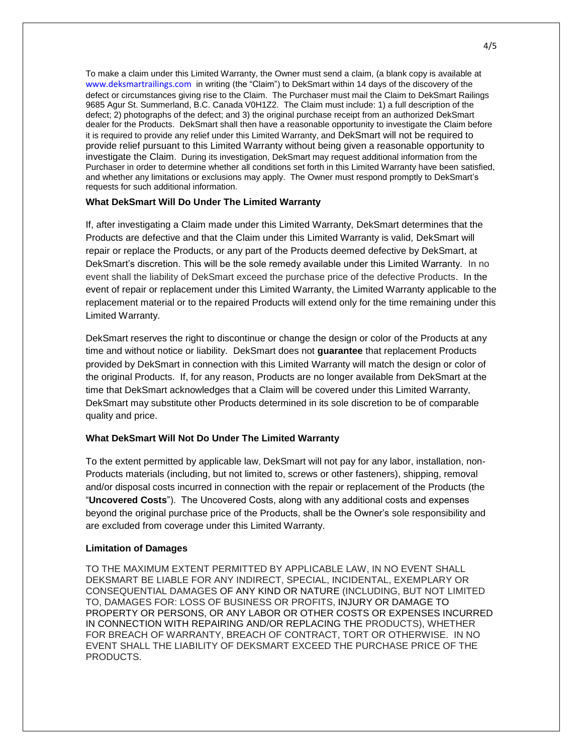To make a claim under this Limited Warranty, the Owner must send a claim, (a blank copy is available at www.deksmartrailings.com in writing (the "Claim") to DekSmart within 14 days of the discovery of the defect or circumstances giving rise to the Claim. The Purchaser must mail the Claim to DekSmart Railings 9685 Agur St. Summerland, B.C. Canada V0H1Z2. The Claim must include: 1) a full description of the defect; 2) photographs of the defect; and 3) the original purchase receipt from an authorized DekSmart dealer for the Products. DekSmart shall then have a reasonable opportunity to investigate the Claim before it is required to provide any relief under this Limited Warranty, and DekSmart will not be required to provide relief pursuant to this Limited Warranty without being given a reasonable opportunity to investigate the Claim. During its investigation, DekSmart may request additional information from the Purchaser in order to determine whether all conditions set forth in this Limited Warranty have been satisfied, and whether any limitations or exclusions may apply. The Owner must respond promptly to DekSmart's requests for such additional information.

**What DekSmart Will Do Under The Limited Warranty**

If, after investigating a Claim made under this Limited Warranty, DekSmart determines that the Products are defective and that the Claim under this Limited Warranty is valid, DekSmart will repair or replace the Products, or any part of the Products deemed defective by DekSmart, at DekSmart's discretion. This will be the sole remedy available under this Limited Warranty. In no event shall the liability of DekSmart exceed the purchase price of the defective Products. In the event of repair or replacement under this Limited Warranty, the Limited Warranty applicable to the replacement material or to the repaired Products will extend only for the time remaining under this Limited Warranty.

DekSmart reserves the right to discontinue or change the design or color of the Products at any time and without notice or liability. DekSmart does not **guarantee** that replacement Products provided by DekSmart in connection with this Limited Warranty will match the design or color of the original Products. If, for any reason, Products are no longer available from DekSmart at the time that DekSmart acknowledges that a Claim will be covered under this Limited Warranty, DekSmart may substitute other Products determined in its sole discretion to be of comparable quality and price.

**What DekSmart Will Not Do Under The Limited Warranty**

To the extent permitted by applicable law, DekSmart will not pay for any labor, installation, non-Products materials (including, but not limited to, screws or other fasteners), shipping, removal and/or disposal costs incurred in connection with the repair or replacement of the Products (the "**Uncovered Costs**"). The Uncovered Costs, along with any additional costs and expenses beyond the original purchase price of the Products, shall be the Owner's sole responsibility and are excluded from coverage under this Limited Warranty.

**Limitation of Damages**

TO THE MAXIMUM EXTENT PERMITTED BY APPLICABLE LAW, IN NO EVENT SHALL DEKSMART BE LIABLE FOR ANY INDIRECT, SPECIAL, INCIDENTAL, EXEMPLARY OR CONSEQUENTIAL DAMAGES OF ANY KIND OR NATURE (INCLUDING, BUT NOT LIMITED TO, DAMAGES FOR: LOSS OF BUSINESS OR PROFITS, INJURY OR DAMAGE TO PROPERTY OR PERSONS, OR ANY LABOR OR OTHER COSTS OR EXPENSES INCURRED IN CONNECTION WITH REPAIRING AND/OR REPLACING THE PRODUCTS), WHETHER FOR BREACH OF WARRANTY, BREACH OF CONTRACT, TORT OR OTHERWISE. IN NO EVENT SHALL THE LIABILITY OF DEKSMART EXCEED THE PURCHASE PRICE OF THE PRODUCTS.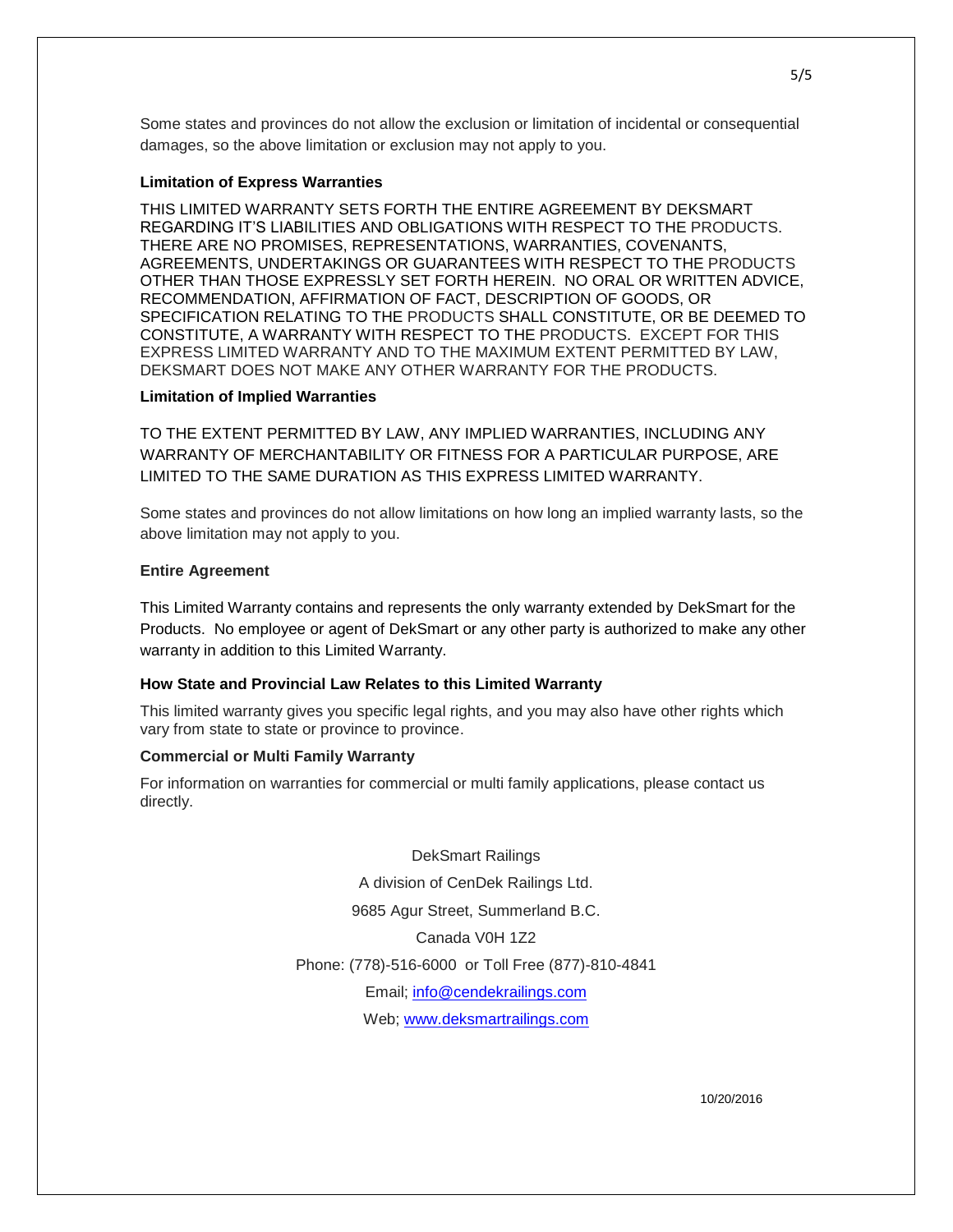Some states and provinces do not allow the exclusion or limitation of incidental or consequential damages, so the above limitation or exclusion may not apply to you.

**Limitation of Express Warranties**

THIS LIMITED WARRANTY SETS FORTH THE ENTIRE AGREEMENT BY DEKSMART REGARDING IT'S LIABILITIES AND OBLIGATIONS WITH RESPECT TO THE PRODUCTS. THERE ARE NO PROMISES, REPRESENTATIONS, WARRANTIES, COVENANTS, AGREEMENTS, UNDERTAKINGS OR GUARANTEES WITH RESPECT TO THE PRODUCTS OTHER THAN THOSE EXPRESSLY SET FORTH HEREIN. NO ORAL OR WRITTEN ADVICE, RECOMMENDATION, AFFIRMATION OF FACT, DESCRIPTION OF GOODS, OR SPECIFICATION RELATING TO THE PRODUCTS SHALL CONSTITUTE, OR BE DEEMED TO CONSTITUTE, A WARRANTY WITH RESPECT TO THE PRODUCTS. EXCEPT FOR THIS EXPRESS LIMITED WARRANTY AND TO THE MAXIMUM EXTENT PERMITTED BY LAW, DEKSMART DOES NOT MAKE ANY OTHER WARRANTY FOR THE PRODUCTS.

**Limitation of Implied Warranties**

TO THE EXTENT PERMITTED BY LAW, ANY IMPLIED WARRANTIES, INCLUDING ANY WARRANTY OF MERCHANTABILITY OR FITNESS FOR A PARTICULAR PURPOSE, ARE LIMITED TO THE SAME DURATION AS THIS EXPRESS LIMITED WARRANTY.

Some states and provinces do not allow limitations on how long an implied warranty lasts, so the above limitation may not apply to you.

**Entire Agreement**

This Limited Warranty contains and represents the only warranty extended by DekSmart for the Products. No employee or agent of DekSmart or any other party is authorized to make any other warranty in addition to this Limited Warranty.

**How State and Provincial Law Relates to this Limited Warranty**

This limited warranty gives you specific legal rights, and you may also have other rights which vary from state to state or province to province.

**Commercial or Multi Family Warranty**

For information on warranties for commercial or multi family applications, please contact us directly.

DekSmart Railings

A division of CenDek Railings Ltd.

9685 Agur Street, Summerland B.C.

Canada V0H 1Z2

Phone: (778)-516-6000 or Toll Free (877)-810-4841

Email; info@cendekrailings.com

Web; www.deksmartrailings.com

10/20/2016